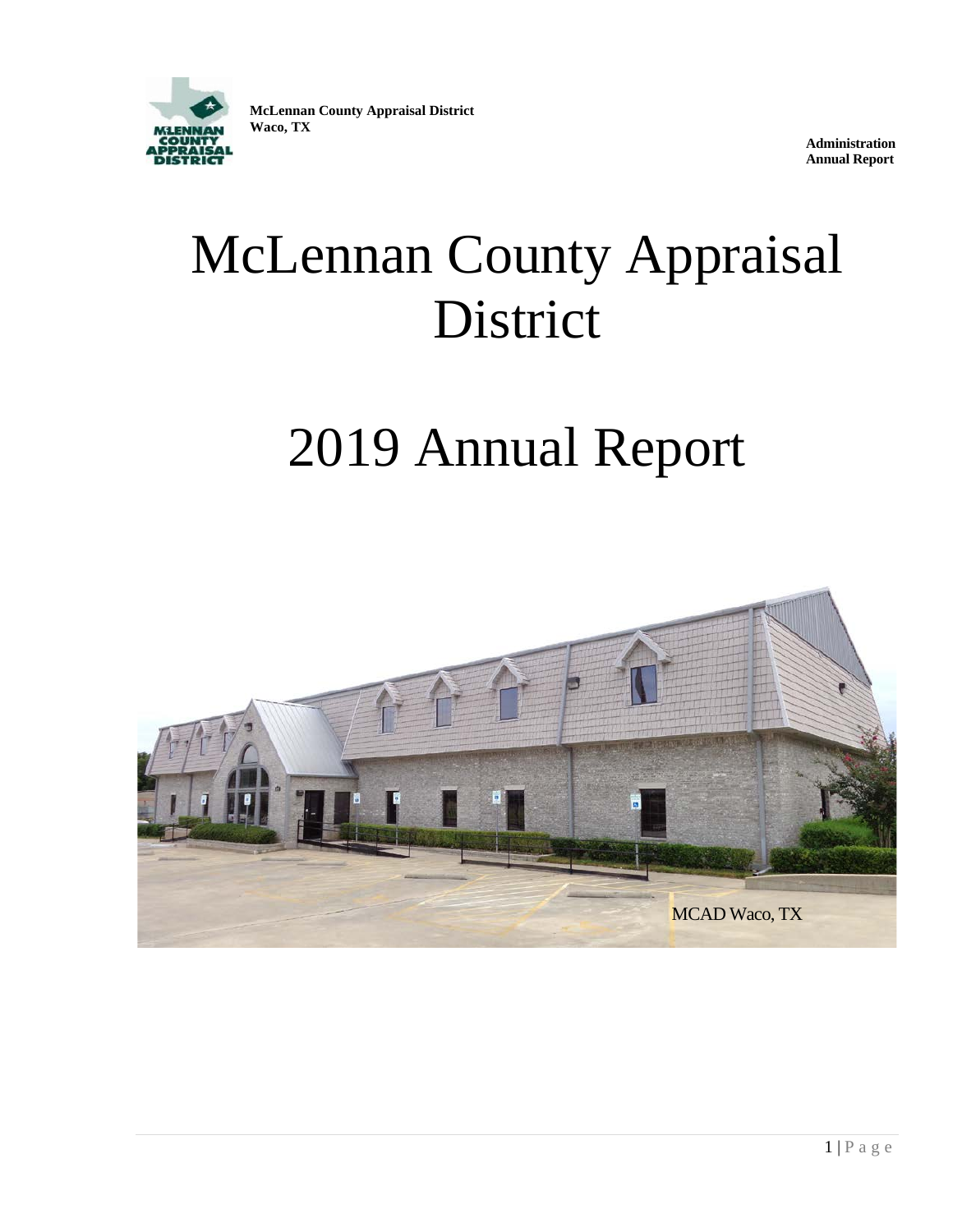McLennan County Appraisal District
Waco, TX

Administration
Annual Report

# McLennan County Appraisal District

# 2019 Annual Report

MCAD Waco, TX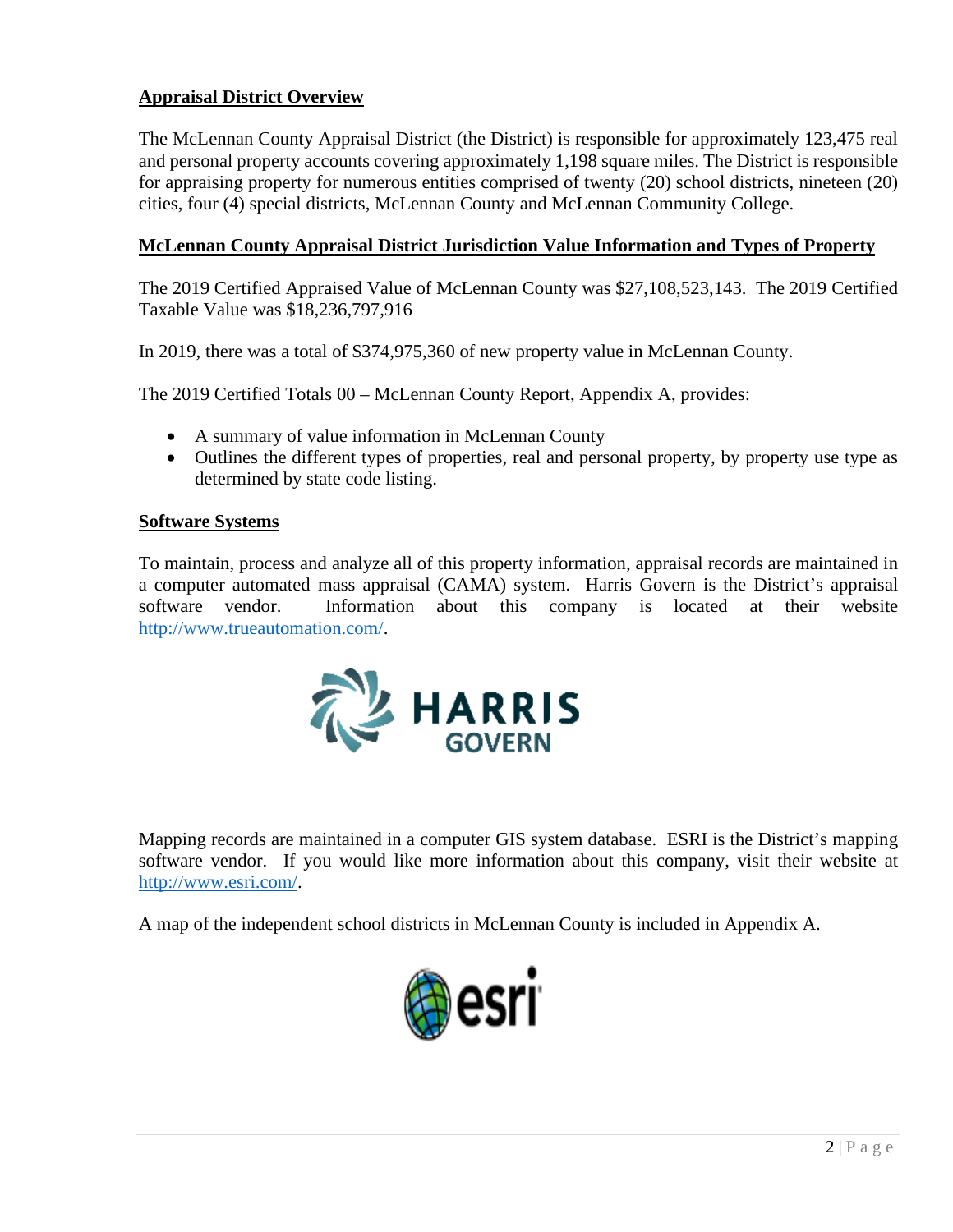## Appraisal District Overview

The McLennan County Appraisal District (the District) is responsible for approximately 123,475 real and personal property accounts covering approximately 1,198 square miles. The District is responsible for appraising property for numerous entities comprised of twenty (20) school districts, nineteen (20) cities, four (4) special districts, McLennan County and McLennan Community College.

## McLennan County Appraisal District Jurisdiction Value Information and Types of Property

The 2019 Certified Appraised Value of McLennan County was $27,108,523,143. The 2019 Certified Taxable Value was $18,236,797,916

In 2019, there was a total of $374,975,360 of new property value in McLennan County.

The 2019 Certified Totals 00 – McLennan County Report, Appendix A, provides:

- A summary of value information in McLennan County
- Outlines the different types of properties, real and personal property, by property use type as determined by state code listing.

## Software Systems

To maintain, process and analyze all of this property information, appraisal records are maintained in a computer automated mass appraisal (CAMA) system. Harris Govern is the District's appraisal software vendor. Information about this company is located at their website http://www.trueautomation.com/.

HARRIS GOVERN

Mapping records are maintained in a computer GIS system database. ESRI is the District's mapping software vendor. If you would like more information about this company, visit their website at http://www.esri.com/.

A map of the independent school districts in McLennan County is included in Appendix A.

esri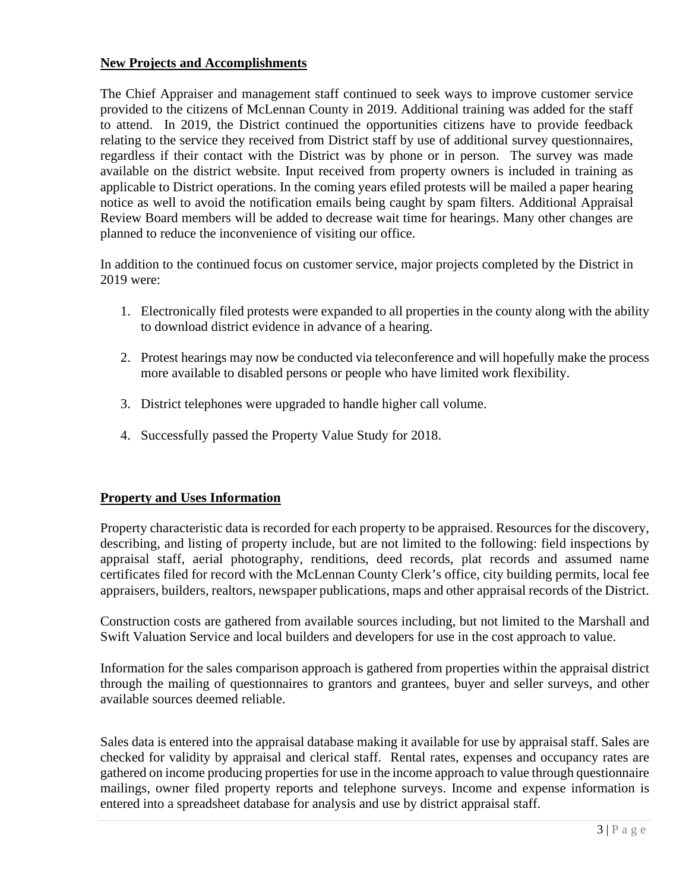## New Projects and Accomplishments

The Chief Appraiser and management staff continued to seek ways to improve customer service provided to the citizens of McLennan County in 2019. Additional training was added for the staff to attend. In 2019, the District continued the opportunities citizens have to provide feedback relating to the service they received from District staff by use of additional survey questionnaires, regardless if their contact with the District was by phone or in person. The survey was made available on the district website. Input received from property owners is included in training as applicable to District operations. In the coming years efiled protests will be mailed a paper hearing notice as well to avoid the notification emails being caught by spam filters. Additional Appraisal Review Board members will be added to decrease wait time for hearings. Many other changes are planned to reduce the inconvenience of visiting our office.

In addition to the continued focus on customer service, major projects completed by the District in 2019 were:

1. Electronically filed protests were expanded to all properties in the county along with the ability to download district evidence in advance of a hearing.

2. Protest hearings may now be conducted via teleconference and will hopefully make the process more available to disabled persons or people who have limited work flexibility.

3. District telephones were upgraded to handle higher call volume.

4. Successfully passed the Property Value Study for 2018.

## Property and Uses Information

Property characteristic data is recorded for each property to be appraised. Resources for the discovery, describing, and listing of property include, but are not limited to the following: field inspections by appraisal staff, aerial photography, renditions, deed records, plat records and assumed name certificates filed for record with the McLennan County Clerk's office, city building permits, local fee appraisers, builders, realtors, newspaper publications, maps and other appraisal records of the District.

Construction costs are gathered from available sources including, but not limited to the Marshall and Swift Valuation Service and local builders and developers for use in the cost approach to value.

Information for the sales comparison approach is gathered from properties within the appraisal district through the mailing of questionnaires to grantors and grantees, buyer and seller surveys, and other available sources deemed reliable.

Sales data is entered into the appraisal database making it available for use by appraisal staff. Sales are checked for validity by appraisal and clerical staff. Rental rates, expenses and occupancy rates are gathered on income producing properties for use in the income approach to value through questionnaire mailings, owner filed property reports and telephone surveys. Income and expense information is entered into a spreadsheet database for analysis and use by district appraisal staff.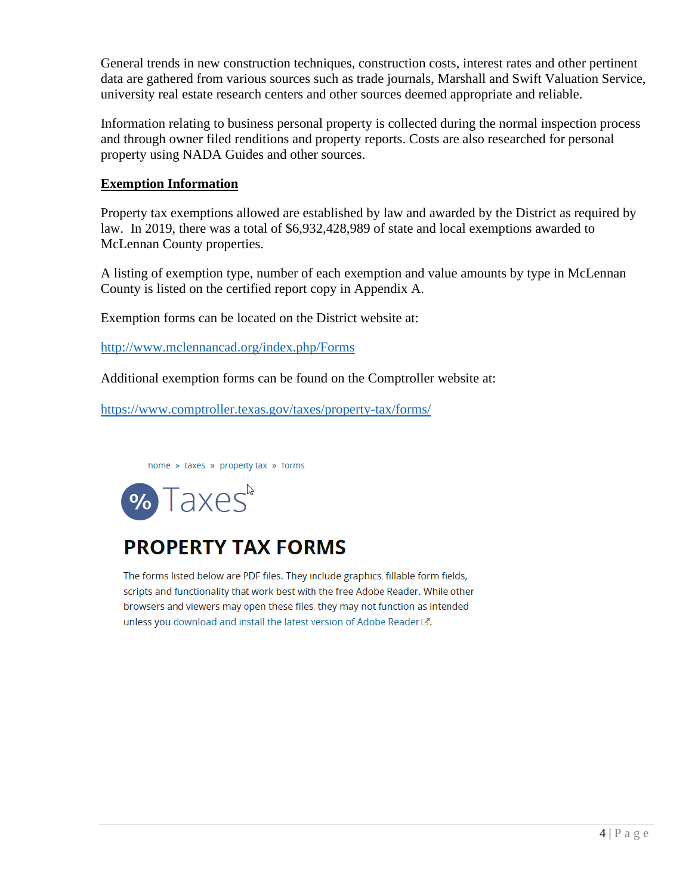General trends in new construction techniques, construction costs, interest rates and other pertinent data are gathered from various sources such as trade journals, Marshall and Swift Valuation Service, university real estate research centers and other sources deemed appropriate and reliable.

Information relating to business personal property is collected during the normal inspection process and through owner filed renditions and property reports. Costs are also researched for personal property using NADA Guides and other sources.

## Exemption Information

Property tax exemptions allowed are established by law and awarded by the District as required by law. In 2019, there was a total of $6,932,428,989 of state and local exemptions awarded to McLennan County properties.

A listing of exemption type, number of each exemption and value amounts by type in McLennan County is listed on the certified report copy in Appendix A.

Exemption forms can be located on the District website at:

http://www.mclennancad.org/index.php/Forms

Additional exemption forms can be found on the Comptroller website at:

https://www.comptroller.texas.gov/taxes/property-tax/forms/

home » taxes » property tax » forms

% Taxes

**PROPERTY TAX FORMS**

The forms listed below are PDF files. They include graphics, fillable form fields, scripts and functionality that work best with the free Adobe Reader. While other browsers and viewers may open these files, they may not function as intended unless you download and install the latest version of Adobe Reader.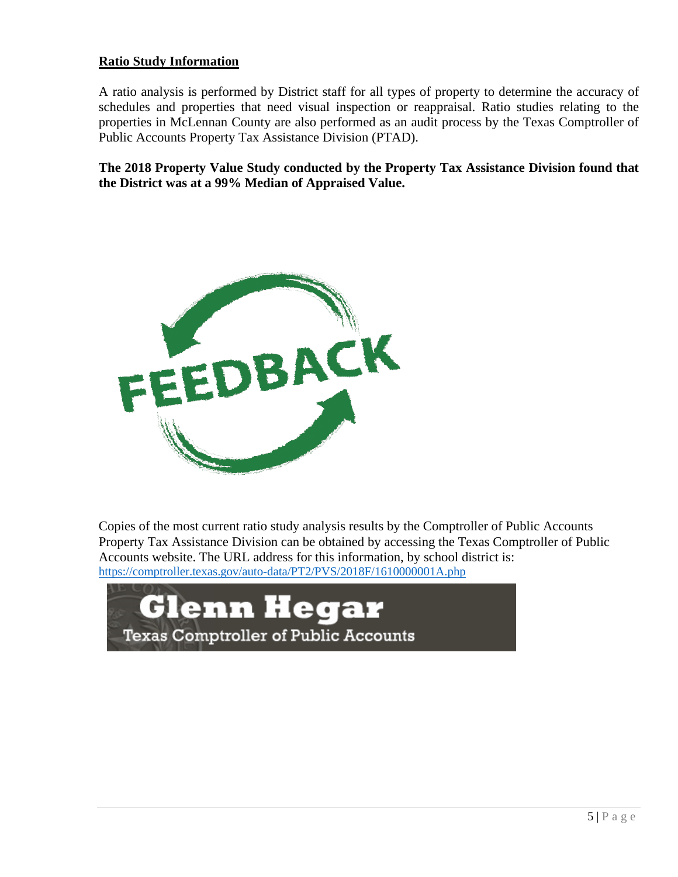## Ratio Study Information

A ratio analysis is performed by District staff for all types of property to determine the accuracy of schedules and properties that need visual inspection or reappraisal. Ratio studies relating to the properties in McLennan County are also performed as an audit process by the Texas Comptroller of Public Accounts Property Tax Assistance Division (PTAD).

**The 2018 Property Value Study conducted by the Property Tax Assistance Division found that the District was at a 99% Median of Appraised Value.**

Copies of the most current ratio study analysis results by the Comptroller of Public Accounts Property Tax Assistance Division can be obtained by accessing the Texas Comptroller of Public Accounts website. The URL address for this information, by school district is:
https://comptroller.texas.gov/auto-data/PT2/PVS/2018F/1610000001A.php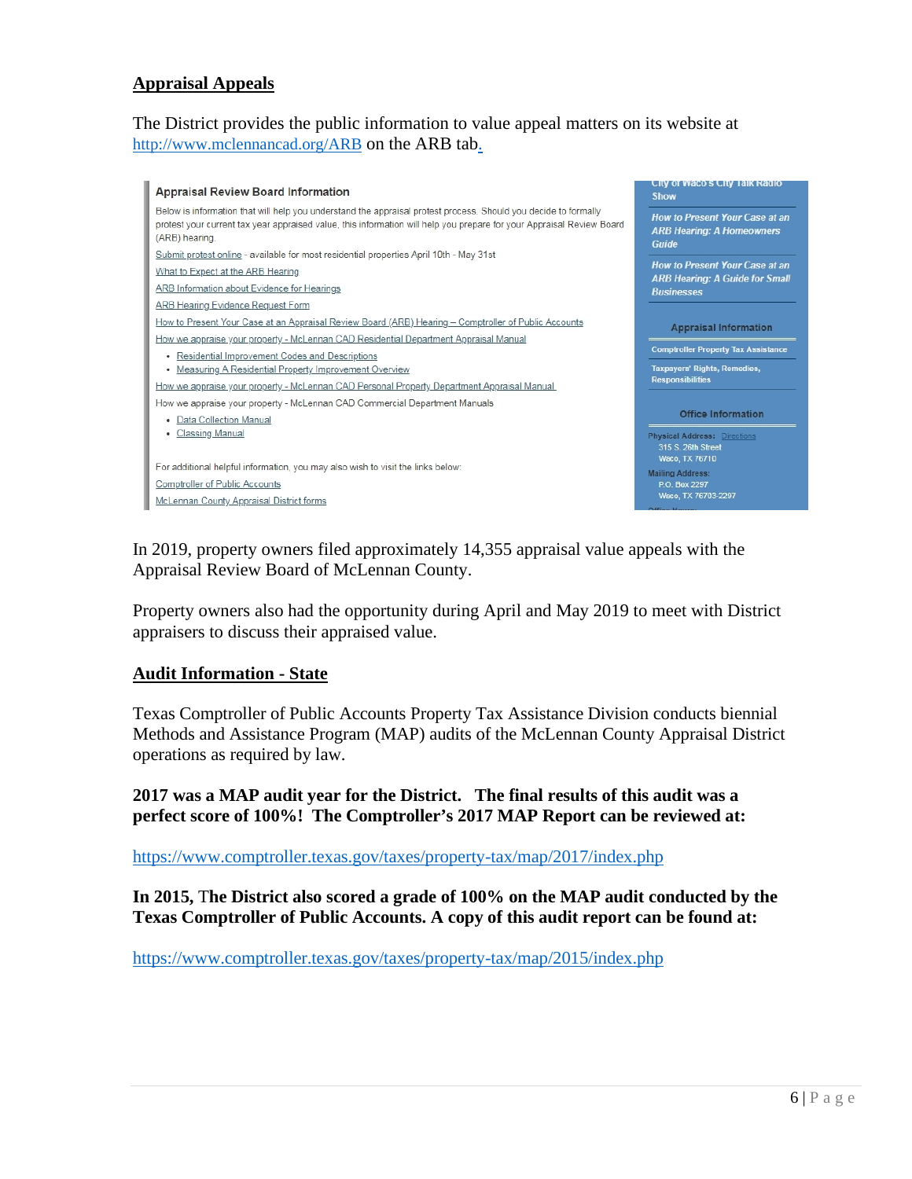## Appraisal Appeals

The District provides the public information to value appeal matters on its website at http://www.mclennancad.org/ARB on the ARB tab.

Appraisal Review Board Information

Below is information that will help you understand the appraisal protest process. Should you decide to formally protest your current tax year appraised value, this information will help you prepare for your Appraisal Review Board (ARB) hearing.

Submit protest online - available for most residential properties April 10th - May 31st

What to Expect at the ARB Hearing

ARB Information about Evidence for Hearings

ARB Hearing Evidence Request Form

How to Present Your Case at an Appraisal Review Board (ARB) Hearing – Comptroller of Public Accounts

How we appraise your property - McLennan CAD Residential Department Appraisal Manual

- Residential Improvement Codes and Descriptions
- Measuring A Residential Property Improvement Overview

How we appraise your property - McLennan CAD Personal Property Department Appraisal Manual

How we appraise your property - McLennan CAD Commercial Department Manuals

- Data Collection Manual
- Classing Manual

For additional helpful information, you may also wish to visit the links below:

Comptroller of Public Accounts

McLennan County Appraisal District forms

City of Waco's City Talk Radio Show

*How to Present Your Case at an ARB Hearing: A Homeowners Guide*

*How to Present Your Case at an ARB Hearing: A Guide for Small Businesses*

Appraisal Information

Comptroller Property Tax Assistance

Taxpayers' Rights, Remedies, Responsibilities

Office Information

Physical Address: Directions
315 S. 26th Street
Waco, TX 76710

Mailing Address:
P.O. Box 2297
Waco, TX 76703-2297

In 2019, property owners filed approximately 14,355 appraisal value appeals with the Appraisal Review Board of McLennan County.

Property owners also had the opportunity during April and May 2019 to meet with District appraisers to discuss their appraised value.

## Audit Information - State

Texas Comptroller of Public Accounts Property Tax Assistance Division conducts biennial Methods and Assistance Program (MAP) audits of the McLennan County Appraisal District operations as required by law.

**2017 was a MAP audit year for the District. The final results of this audit was a perfect score of 100%! The Comptroller's 2017 MAP Report can be reviewed at:**

https://www.comptroller.texas.gov/taxes/property-tax/map/2017/index.php

**In 2015, The District also scored a grade of 100% on the MAP audit conducted by the Texas Comptroller of Public Accounts. A copy of this audit report can be found at:**

https://www.comptroller.texas.gov/taxes/property-tax/map/2015/index.php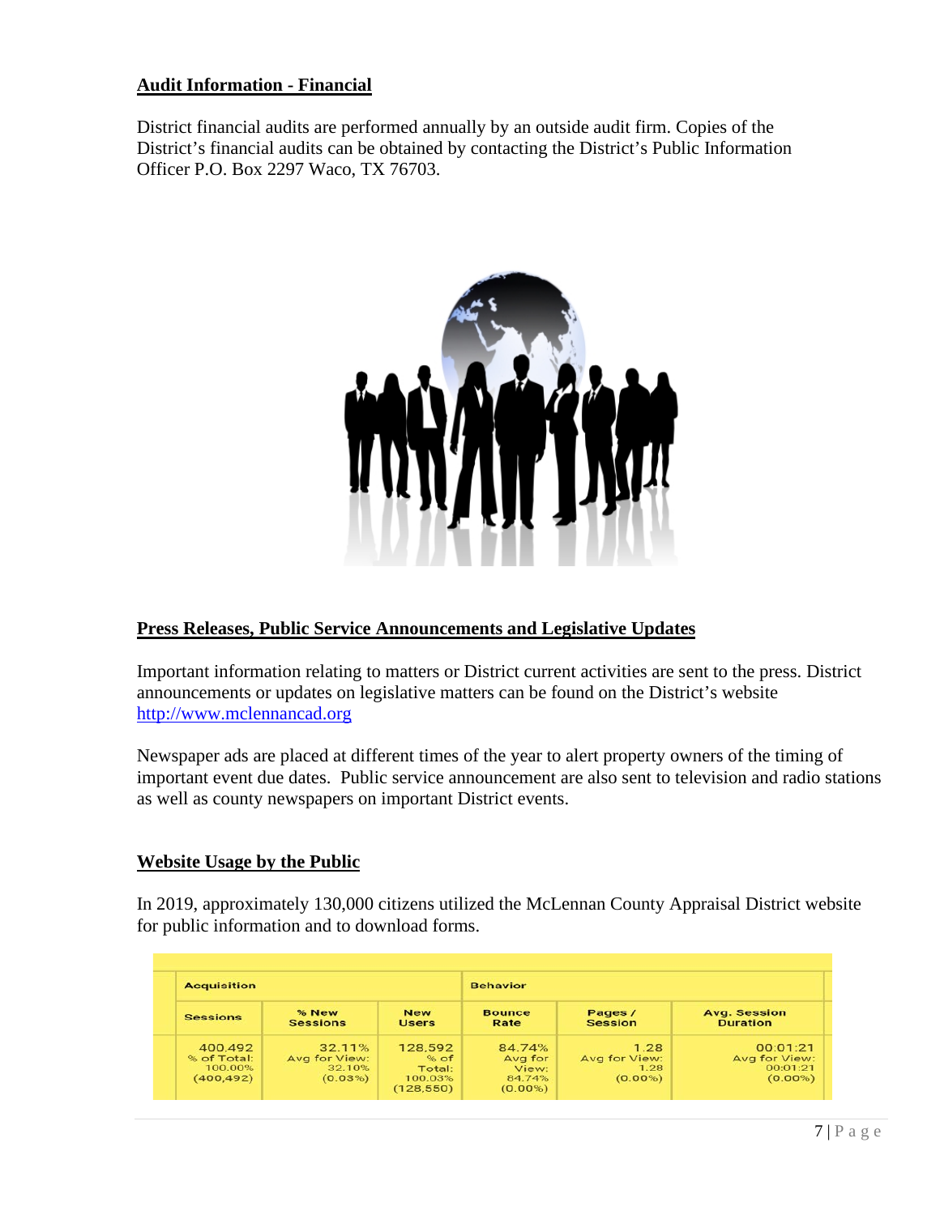## Audit Information - Financial

District financial audits are performed annually by an outside audit firm. Copies of the District's financial audits can be obtained by contacting the District's Public Information Officer P.O. Box 2297 Waco, TX 76703.

## Press Releases, Public Service Announcements and Legislative Updates

Important information relating to matters or District current activities are sent to the press. District announcements or updates on legislative matters can be found on the District's website [http://www.mclennancad.org](http://www.mclennancad.org)

Newspaper ads are placed at different times of the year to alert property owners of the timing of important event due dates. Public service announcement are also sent to television and radio stations as well as county newspapers on important District events.

## Website Usage by the Public

In 2019, approximately 130,000 citizens utilized the McLennan County Appraisal District website for public information and to download forms.

| Acquisition | | | Behavior | | |
|---|---|---|---|---|---|
| Sessions | % New Sessions | New Users | Bounce Rate | Pages / Session | Avg. Session Duration |
| 400,492 % of Total: 100.00% (400,492) | 32.11% Avg for View: 32.10% (0.03%) | 128,592 % of Total: 100.03% (128,550) | 84.74% Avg for View: 84.74% (0.00%) | 1.28 Avg for View: 1.28 (0.00%) | 00:01:21 Avg for View: 00:01:21 (0.00%) |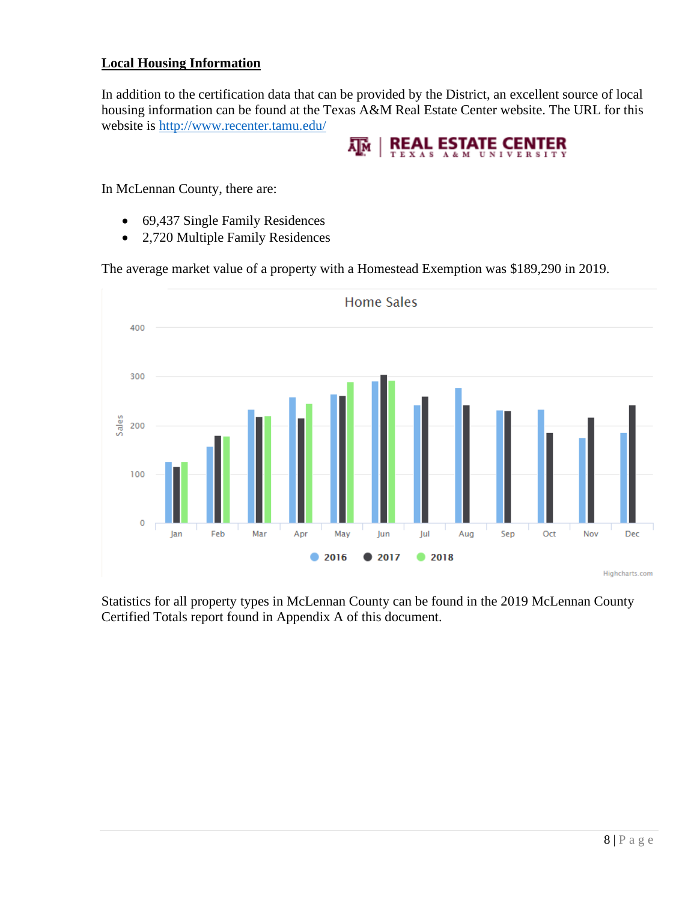## Local Housing Information

In addition to the certification data that can be provided by the District, an excellent source of local housing information can be found at the Texas A&M Real Estate Center website. The URL for this website is [http://www.recenter.tamu.edu/](http://www.recenter.tamu.edu/)

In McLennan County, there are:

- 69,437 Single Family Residences
- 2,720 Multiple Family Residences

The average market value of a property with a Homestead Exemption was $189,290 in 2019.

Statistics for all property types in McLennan County can be found in the 2019 McLennan County Certified Totals report found in Appendix A of this document.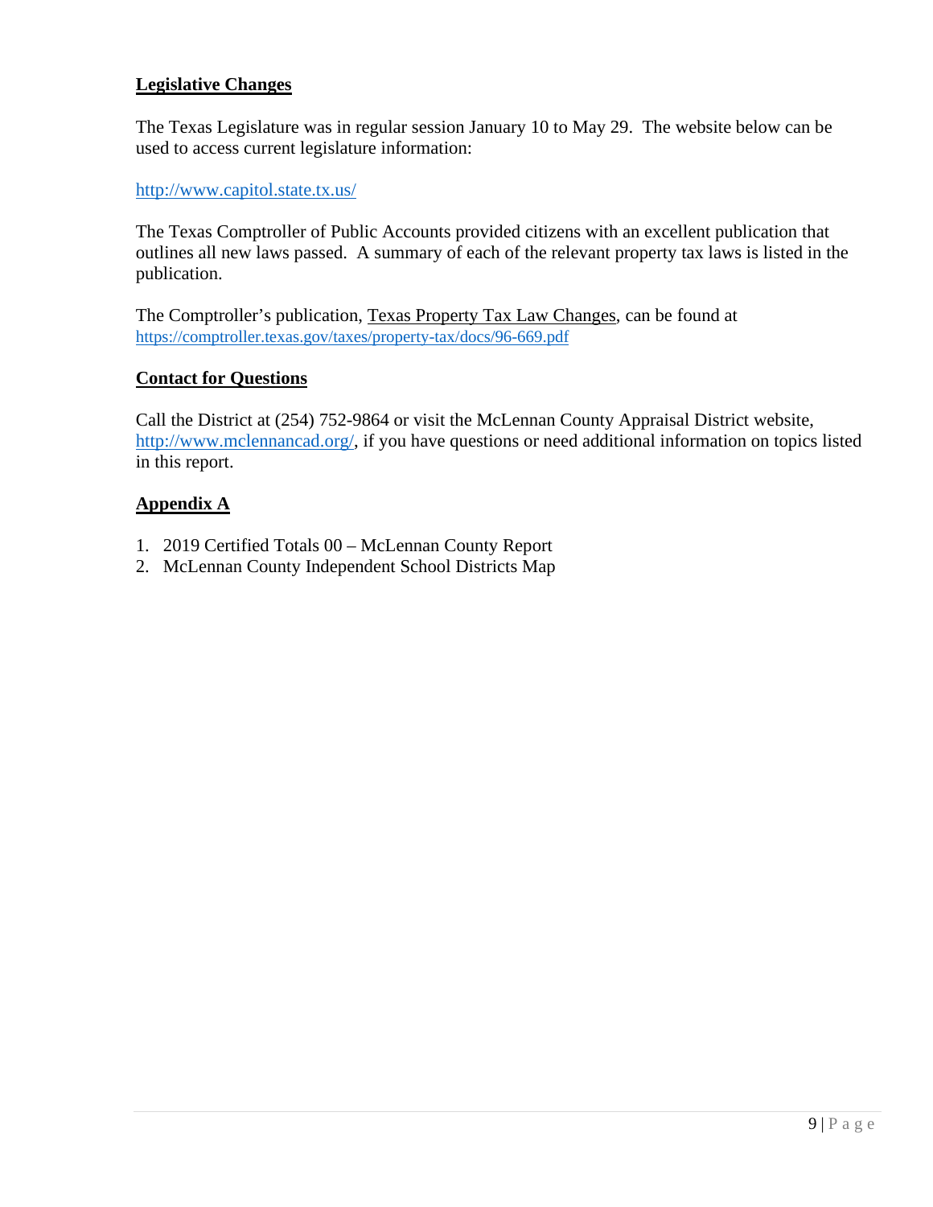## Legislative Changes

The Texas Legislature was in regular session January 10 to May 29. The website below can be used to access current legislature information:

http://www.capitol.state.tx.us/

The Texas Comptroller of Public Accounts provided citizens with an excellent publication that outlines all new laws passed. A summary of each of the relevant property tax laws is listed in the publication.

The Comptroller's publication, Texas Property Tax Law Changes, can be found at https://comptroller.texas.gov/taxes/property-tax/docs/96-669.pdf

## Contact for Questions

Call the District at (254) 752-9864 or visit the McLennan County Appraisal District website, http://www.mclennancad.org/, if you have questions or need additional information on topics listed in this report.

## Appendix A

1. 2019 Certified Totals 00 – McLennan County Report
2. McLennan County Independent School Districts Map